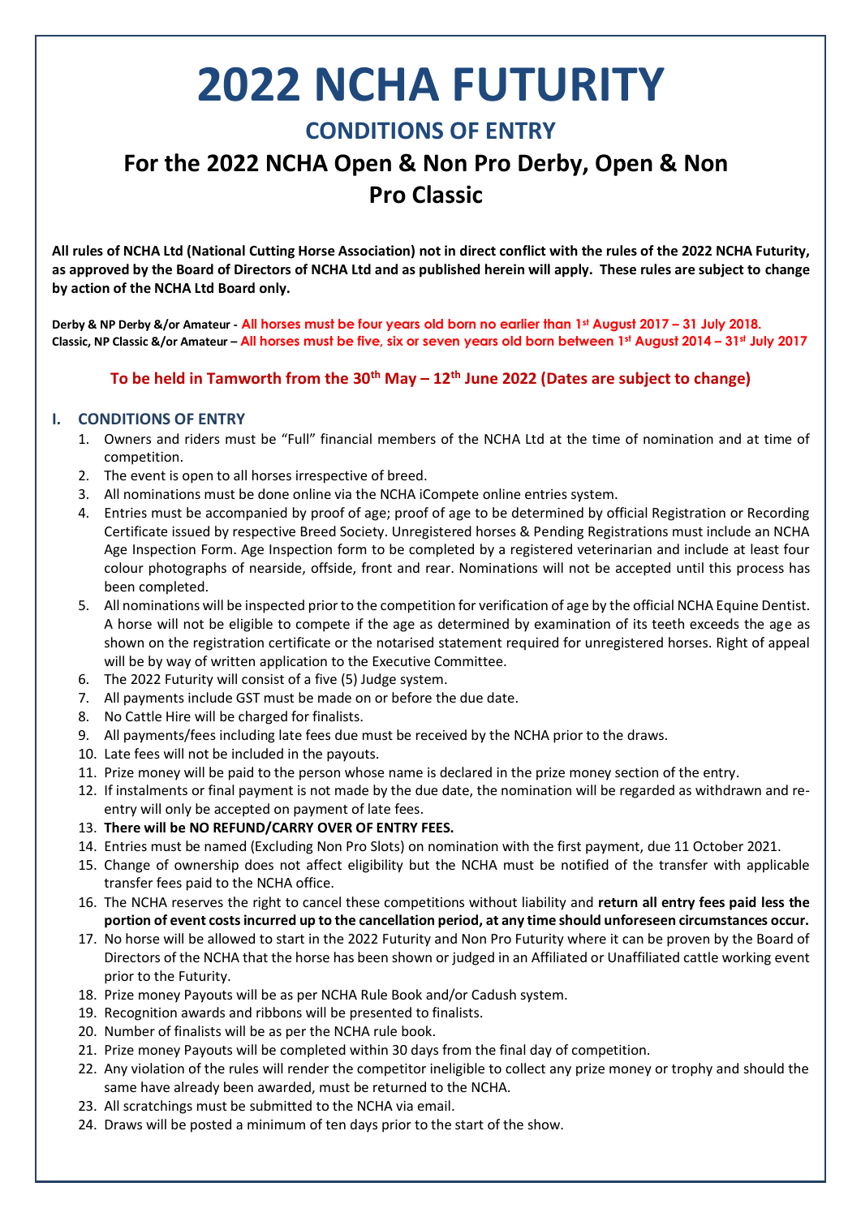# 2022 NCHA FUTURITY

## CONDITIONS OF ENTRY

## For the 2022 NCHA Open & Non Pro Derby, Open & Non Pro Classic

**All rules of NCHA Ltd (National Cutting Horse Association) not in direct conflict with the rules of the 2022 NCHA Futurity, as approved by the Board of Directors of NCHA Ltd and as published herein will apply. These rules are subject to change by action of the NCHA Ltd Board only.**

**Derby & NP Derby &/or Amateur - All horses must be four years old born no earlier than 1st August 2017 – 31 July 2018.**
**Classic, NP Classic &/or Amateur – All horses must be five, six or seven years old born between 1st August 2014 – 31st July 2017**

**To be held in Tamworth from the 30th May – 12th June 2022 (Dates are subject to change)**

### I. CONDITIONS OF ENTRY

1. Owners and riders must be "Full" financial members of the NCHA Ltd at the time of nomination and at time of competition.
2. The event is open to all horses irrespective of breed.
3. All nominations must be done online via the NCHA iCompete online entries system.
4. Entries must be accompanied by proof of age; proof of age to be determined by official Registration or Recording Certificate issued by respective Breed Society. Unregistered horses & Pending Registrations must include an NCHA Age Inspection Form. Age Inspection form to be completed by a registered veterinarian and include at least four colour photographs of nearside, offside, front and rear. Nominations will not be accepted until this process has been completed.
5. All nominations will be inspected prior to the competition for verification of age by the official NCHA Equine Dentist. A horse will not be eligible to compete if the age as determined by examination of its teeth exceeds the age as shown on the registration certificate or the notarised statement required for unregistered horses. Right of appeal will be by way of written application to the Executive Committee.
6. The 2022 Futurity will consist of a five (5) Judge system.
7. All payments include GST must be made on or before the due date.
8. No Cattle Hire will be charged for finalists.
9. All payments/fees including late fees due must be received by the NCHA prior to the draws.
10. Late fees will not be included in the payouts.
11. Prize money will be paid to the person whose name is declared in the prize money section of the entry.
12. If instalments or final payment is not made by the due date, the nomination will be regarded as withdrawn and re-entry will only be accepted on payment of late fees.
13. **There will be NO REFUND/CARRY OVER OF ENTRY FEES.**
14. Entries must be named (Excluding Non Pro Slots) on nomination with the first payment, due 11 October 2021.
15. Change of ownership does not affect eligibility but the NCHA must be notified of the transfer with applicable transfer fees paid to the NCHA office.
16. The NCHA reserves the right to cancel these competitions without liability and **return all entry fees paid less the portion of event costs incurred up to the cancellation period, at any time should unforeseen circumstances occur.**
17. No horse will be allowed to start in the 2022 Futurity and Non Pro Futurity where it can be proven by the Board of Directors of the NCHA that the horse has been shown or judged in an Affiliated or Unaffiliated cattle working event prior to the Futurity.
18. Prize money Payouts will be as per NCHA Rule Book and/or Cadush system.
19. Recognition awards and ribbons will be presented to finalists.
20. Number of finalists will be as per the NCHA rule book.
21. Prize money Payouts will be completed within 30 days from the final day of competition.
22. Any violation of the rules will render the competitor ineligible to collect any prize money or trophy and should the same have already been awarded, must be returned to the NCHA.
23. All scratchings must be submitted to the NCHA via email.
24. Draws will be posted a minimum of ten days prior to the start of the show.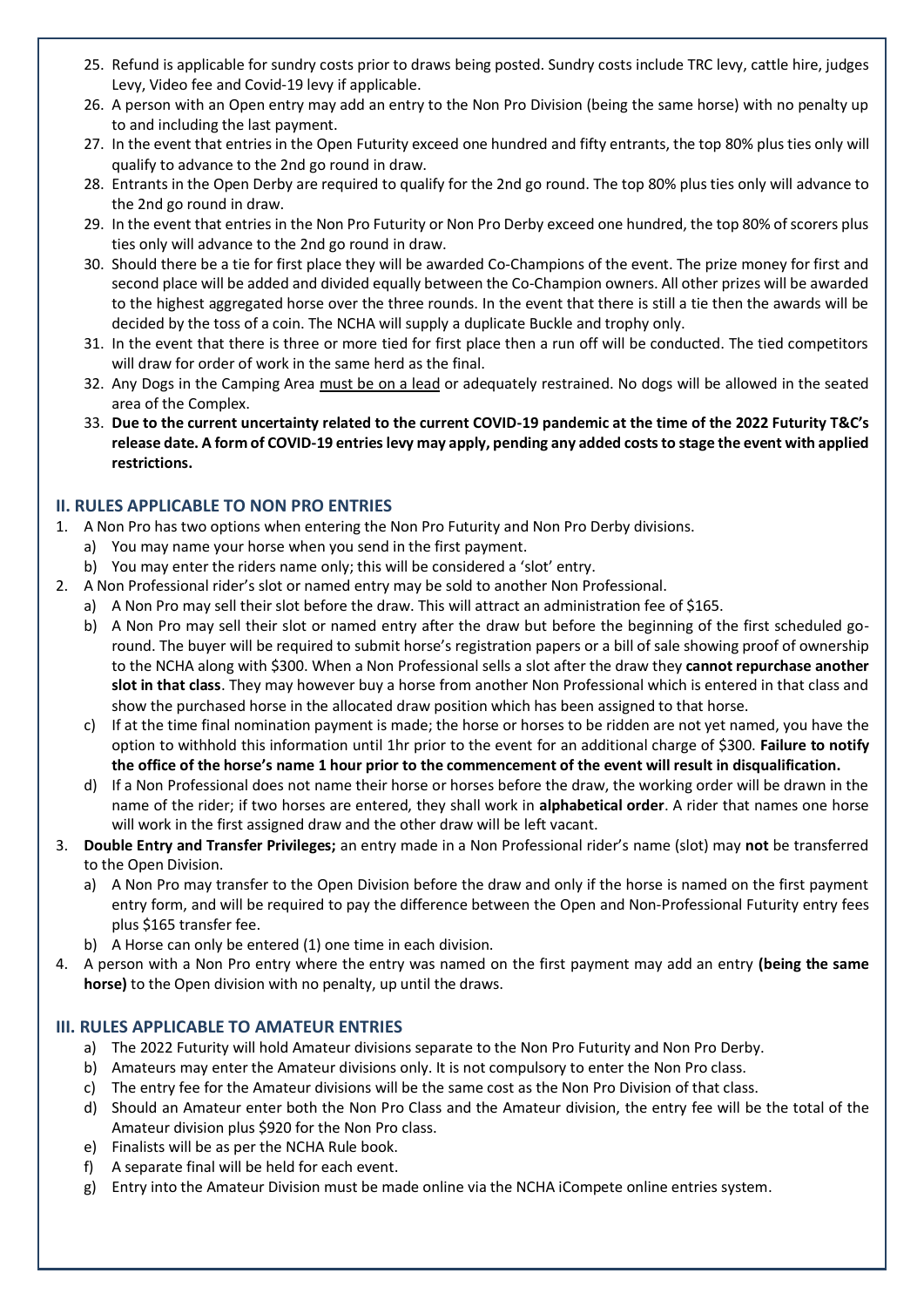25. Refund is applicable for sundry costs prior to draws being posted. Sundry costs include TRC levy, cattle hire, judges Levy, Video fee and Covid-19 levy if applicable.
26. A person with an Open entry may add an entry to the Non Pro Division (being the same horse) with no penalty up to and including the last payment.
27. In the event that entries in the Open Futurity exceed one hundred and fifty entrants, the top 80% plus ties only will qualify to advance to the 2nd go round in draw.
28. Entrants in the Open Derby are required to qualify for the 2nd go round. The top 80% plus ties only will advance to the 2nd go round in draw.
29. In the event that entries in the Non Pro Futurity or Non Pro Derby exceed one hundred, the top 80% of scorers plus ties only will advance to the 2nd go round in draw.
30. Should there be a tie for first place they will be awarded Co-Champions of the event. The prize money for first and second place will be added and divided equally between the Co-Champion owners. All other prizes will be awarded to the highest aggregated horse over the three rounds. In the event that there is still a tie then the awards will be decided by the toss of a coin. The NCHA will supply a duplicate Buckle and trophy only.
31. In the event that there is three or more tied for first place then a run off will be conducted. The tied competitors will draw for order of work in the same herd as the final.
32. Any Dogs in the Camping Area must be on a lead or adequately restrained. No dogs will be allowed in the seated area of the Complex.
33. **Due to the current uncertainty related to the current COVID-19 pandemic at the time of the 2022 Futurity T&C's release date. A form of COVID-19 entries levy may apply, pending any added costs to stage the event with applied restrictions.**

## II. RULES APPLICABLE TO NON PRO ENTRIES

1. A Non Pro has two options when entering the Non Pro Futurity and Non Pro Derby divisions.
   a) You may name your horse when you send in the first payment.
   b) You may enter the riders name only; this will be considered a 'slot' entry.
2. A Non Professional rider's slot or named entry may be sold to another Non Professional.
   a) A Non Pro may sell their slot before the draw. This will attract an administration fee of $165.
   b) A Non Pro may sell their slot or named entry after the draw but before the beginning of the first scheduled go-round. The buyer will be required to submit horse's registration papers or a bill of sale showing proof of ownership to the NCHA along with $300. When a Non Professional sells a slot after the draw they **cannot repurchase another slot in that class**. They may however buy a horse from another Non Professional which is entered in that class and show the purchased horse in the allocated draw position which has been assigned to that horse.
   c) If at the time final nomination payment is made; the horse or horses to be ridden are not yet named, you have the option to withhold this information until 1hr prior to the event for an additional charge of $300. **Failure to notify the office of the horse's name 1 hour prior to the commencement of the event will result in disqualification.**
   d) If a Non Professional does not name their horse or horses before the draw, the working order will be drawn in the name of the rider; if two horses are entered, they shall work in **alphabetical order**. A rider that names one horse will work in the first assigned draw and the other draw will be left vacant.
3. **Double Entry and Transfer Privileges;** an entry made in a Non Professional rider's name (slot) may **not** be transferred to the Open Division.
   a) A Non Pro may transfer to the Open Division before the draw and only if the horse is named on the first payment entry form, and will be required to pay the difference between the Open and Non-Professional Futurity entry fees plus $165 transfer fee.
   b) A Horse can only be entered (1) one time in each division.
4. A person with a Non Pro entry where the entry was named on the first payment may add an entry **(being the same horse)** to the Open division with no penalty, up until the draws.

## III. RULES APPLICABLE TO AMATEUR ENTRIES

a) The 2022 Futurity will hold Amateur divisions separate to the Non Pro Futurity and Non Pro Derby.
b) Amateurs may enter the Amateur divisions only. It is not compulsory to enter the Non Pro class.
c) The entry fee for the Amateur divisions will be the same cost as the Non Pro Division of that class.
d) Should an Amateur enter both the Non Pro Class and the Amateur division, the entry fee will be the total of the Amateur division plus $920 for the Non Pro class.
e) Finalists will be as per the NCHA Rule book.
f) A separate final will be held for each event.
g) Entry into the Amateur Division must be made online via the NCHA iCompete online entries system.